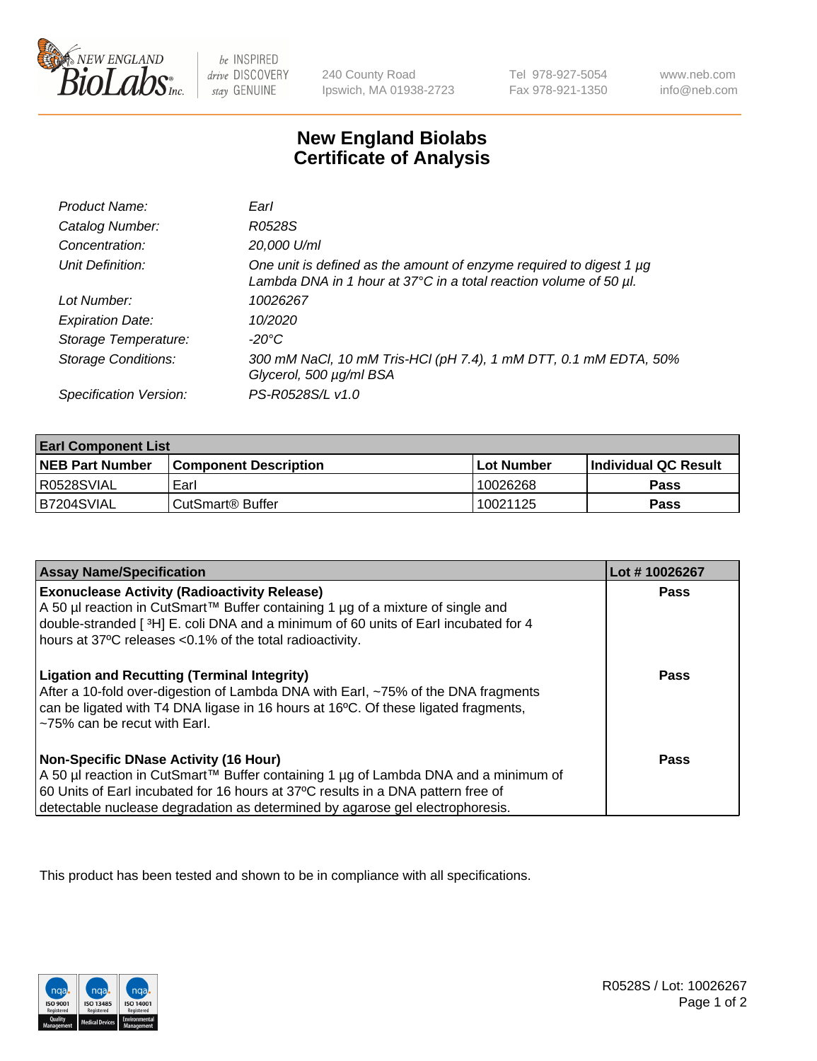# New England Biolabs Certificate of Analysis

| | |
|---|---|
| *Product Name:* | *EarI* |
| *Catalog Number:* | *R0528S* |
| *Concentration:* | *20,000 U/ml* |
| *Unit Definition:* | *One unit is defined as the amount of enzyme required to digest 1 µg Lambda DNA in 1 hour at 37°C in a total reaction volume of 50 µl.* |
| *Lot Number:* | *10026267* |
| *Expiration Date:* | *10/2020* |
| *Storage Temperature:* | *-20°C* |
| *Storage Conditions:* | *300 mM NaCl, 10 mM Tris-HCl (pH 7.4), 1 mM DTT, 0.1 mM EDTA, 50% Glycerol, 500 µg/ml BSA* |
| *Specification Version:* | *PS-R0528S/L v1.0* |

| **EarI Component List** | | | |
|---|---|---|---|
| **NEB Part Number** | **Component Description** | **Lot Number** | **Individual QC Result** |
| R0528SVIAL | EarI | 10026268 | **Pass** |
| B7204SVIAL | CutSmart® Buffer | 10021125 | **Pass** |

| **Assay Name/Specification** | **Lot # 10026267** |
|---|---|
| **Exonuclease Activity (Radioactivity Release)**<br>A 50 µl reaction in CutSmart™ Buffer containing 1 µg of a mixture of single and double-stranded [ $^3$H] E. coli DNA and a minimum of 60 units of EarI incubated for 4 hours at 37ºC releases <0.1% of the total radioactivity. | **Pass** |
| **Ligation and Recutting (Terminal Integrity)**<br>After a 10-fold over-digestion of Lambda DNA with EarI, ~75% of the DNA fragments can be ligated with T4 DNA ligase in 16 hours at 16ºC. Of these ligated fragments, ~75% can be recut with EarI. | **Pass** |
| **Non-Specific DNase Activity (16 Hour)**<br>A 50 µl reaction in CutSmart™ Buffer containing 1 µg of Lambda DNA and a minimum of 60 Units of EarI incubated for 16 hours at 37ºC results in a DNA pattern free of detectable nuclease degradation as determined by agarose gel electrophoresis. | **Pass** |

This product has been tested and shown to be in compliance with all specifications.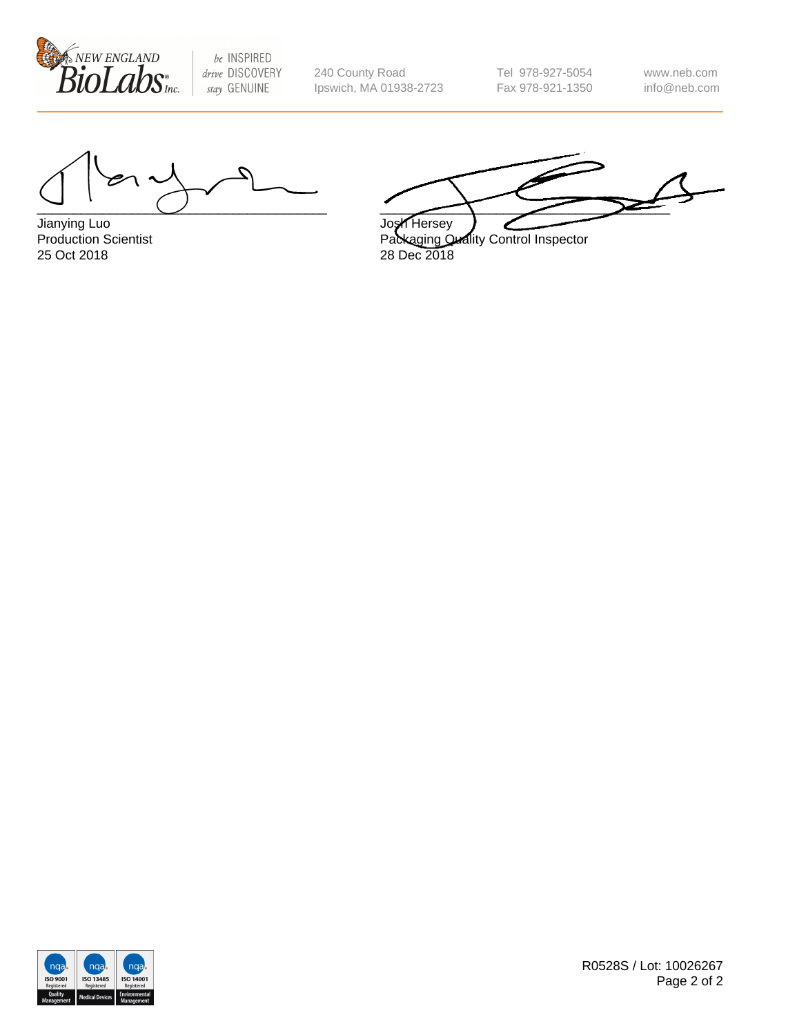Jianying Luo
Production Scientist
25 Oct 2018

Josh Hersey
Packaging Quality Control Inspector
28 Dec 2018

R0528S / Lot: 10026267